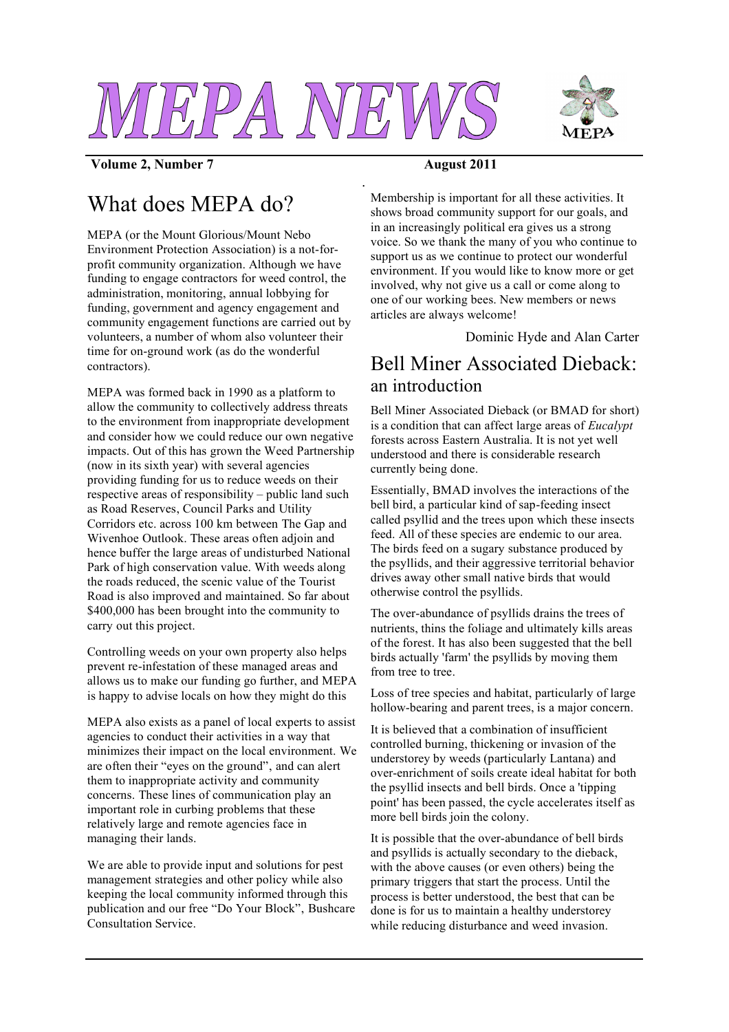# MEPA NEWS

**Volume 2, Number 7** **August 2011**

## What does MEPA do?

MEPA (or the Mount Glorious/Mount Nebo Environment Protection Association) is a not-for-profit community organization. Although we have funding to engage contractors for weed control, the administration, monitoring, annual lobbying for funding, government and agency engagement and community engagement functions are carried out by volunteers, a number of whom also volunteer their time for on-ground work (as do the wonderful contractors).

MEPA was formed back in 1990 as a platform to allow the community to collectively address threats to the environment from inappropriate development and consider how we could reduce our own negative impacts. Out of this has grown the Weed Partnership (now in its sixth year) with several agencies providing funding for us to reduce weeds on their respective areas of responsibility – public land such as Road Reserves, Council Parks and Utility Corridors etc. across 100 km between The Gap and Wivenhoe Outlook. These areas often adjoin and hence buffer the large areas of undisturbed National Park of high conservation value. With weeds along the roads reduced, the scenic value of the Tourist Road is also improved and maintained. So far about $400,000 has been brought into the community to carry out this project.

Controlling weeds on your own property also helps prevent re-infestation of these managed areas and allows us to make our funding go further, and MEPA is happy to advise locals on how they might do this

MEPA also exists as a panel of local experts to assist agencies to conduct their activities in a way that minimizes their impact on the local environment. We are often their "eyes on the ground", and can alert them to inappropriate activity and community concerns. These lines of communication play an important role in curbing problems that these relatively large and remote agencies face in managing their lands.

We are able to provide input and solutions for pest management strategies and other policy while also keeping the local community informed through this publication and our free "Do Your Block", Bushcare Consultation Service.

Membership is important for all these activities. It shows broad community support for our goals, and in an increasingly political era gives us a strong voice. So we thank the many of you who continue to support us as we continue to protect our wonderful environment. If you would like to know more or get involved, why not give us a call or come along to one of our working bees. New members or news articles are always welcome!

Dominic Hyde and Alan Carter

## Bell Miner Associated Dieback: an introduction

Bell Miner Associated Dieback (or BMAD for short) is a condition that can affect large areas of *Eucalypt* forests across Eastern Australia. It is not yet well understood and there is considerable research currently being done.

Essentially, BMAD involves the interactions of the bell bird, a particular kind of sap-feeding insect called psyllid and the trees upon which these insects feed. All of these species are endemic to our area. The birds feed on a sugary substance produced by the psyllids, and their aggressive territorial behavior drives away other small native birds that would otherwise control the psyllids.

The over-abundance of psyllids drains the trees of nutrients, thins the foliage and ultimately kills areas of the forest. It has also been suggested that the bell birds actually 'farm' the psyllids by moving them from tree to tree.

Loss of tree species and habitat, particularly of large hollow-bearing and parent trees, is a major concern.

It is believed that a combination of insufficient controlled burning, thickening or invasion of the understorey by weeds (particularly Lantana) and over-enrichment of soils create ideal habitat for both the psyllid insects and bell birds. Once a 'tipping point' has been passed, the cycle accelerates itself as more bell birds join the colony.

It is possible that the over-abundance of bell birds and psyllids is actually secondary to the dieback, with the above causes (or even others) being the primary triggers that start the process. Until the process is better understood, the best that can be done is for us to maintain a healthy understorey while reducing disturbance and weed invasion.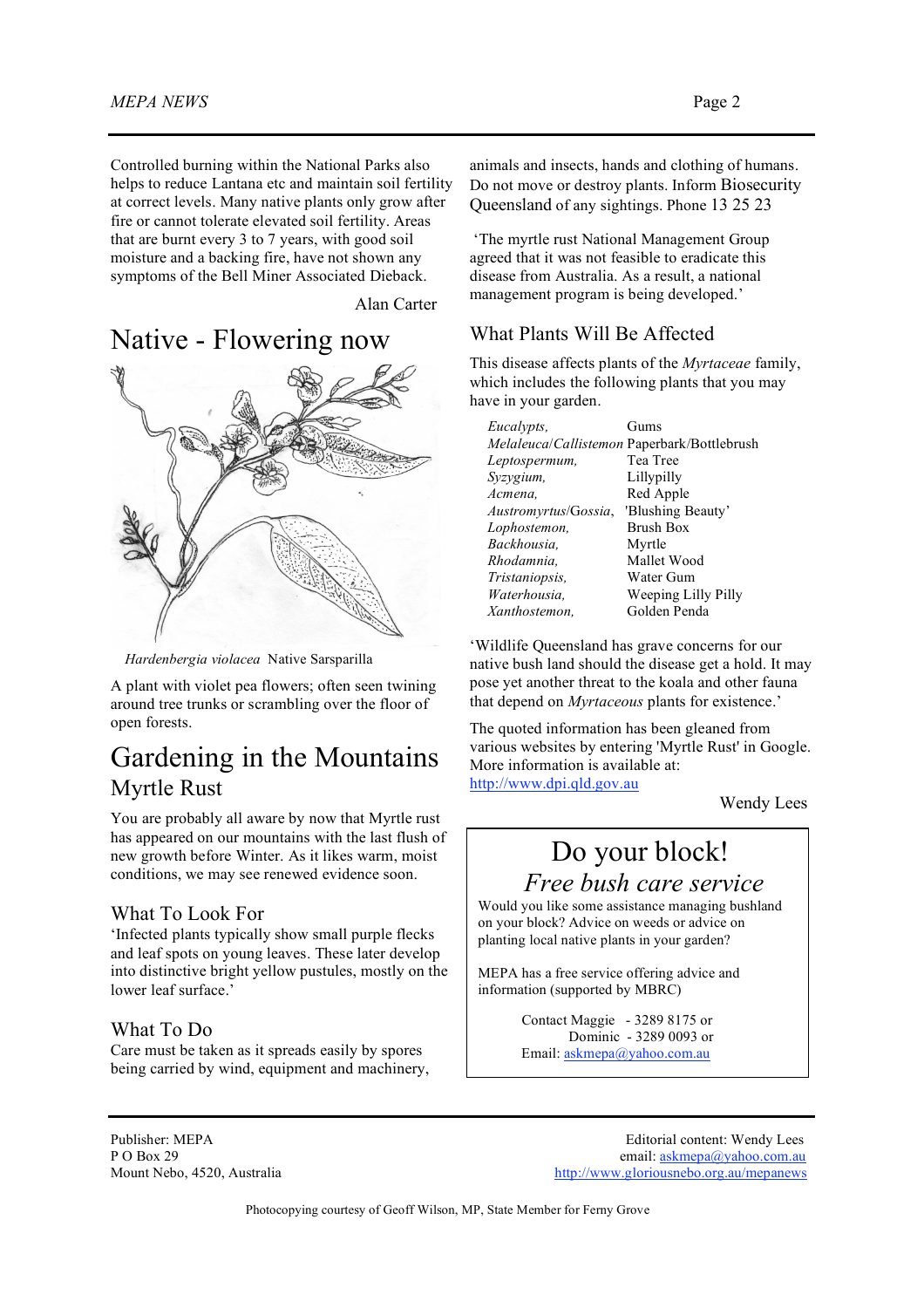Controlled burning within the National Parks also helps to reduce Lantana etc and maintain soil fertility at correct levels. Many native plants only grow after fire or cannot tolerate elevated soil fertility. Areas that are burnt every 3 to 7 years, with good soil moisture and a backing fire, have not shown any symptoms of the Bell Miner Associated Dieback.

Alan Carter

# Native - Flowering now

*Hardenbergia violacea* Native Sarsparilla

A plant with violet pea flowers; often seen twining around tree trunks or scrambling over the floor of open forests.

# Gardening in the Mountains

## Myrtle Rust

You are probably all aware by now that Myrtle rust has appeared on our mountains with the last flush of new growth before Winter. As it likes warm, moist conditions, we may see renewed evidence soon.

### What To Look For

'Infected plants typically show small purple flecks and leaf spots on young leaves. These later develop into distinctive bright yellow pustules, mostly on the lower leaf surface.'

### What To Do

Care must be taken as it spreads easily by spores being carried by wind, equipment and machinery, animals and insects, hands and clothing of humans. Do not move or destroy plants. Inform Biosecurity Queensland of any sightings. Phone 13 25 23

'The myrtle rust National Management Group agreed that it was not feasible to eradicate this disease from Australia. As a result, a national management program is being developed.'

### What Plants Will Be Affected

This disease affects plants of the *Myrtaceae* family, which includes the following plants that you may have in your garden.

| | |
|---|---|
| *Eucalypts,* | Gums |
| *Melaleuca/Callistemon* | Paperbark/Bottlebrush |
| *Leptospermum,* | Tea Tree |
| *Syzygium,* | Lillypilly |
| *Acmena,* | Red Apple |
| *Austromyrtus/Gossia,* | 'Blushing Beauty' |
| *Lophostemon,* | Brush Box |
| *Backhousia,* | Myrtle |
| *Rhodamnia,* | Mallet Wood |
| *Tristaniopsis,* | Water Gum |
| *Waterhousia,* | Weeping Lilly Pilly |
| *Xanthostemon,* | Golden Penda |

'Wildlife Queensland has grave concerns for our native bush land should the disease get a hold. It may pose yet another threat to the koala and other fauna that depend on *Myrtaceous* plants for existence.'

The quoted information has been gleaned from various websites by entering 'Myrtle Rust' in Google. More information is available at: http://www.dpi.qld.gov.au

Wendy Lees

# Do your block!

## *Free bush care service*

Would you like some assistance managing bushland on your block? Advice on weeds or advice on planting local native plants in your garden?

MEPA has a free service offering advice and information (supported by MBRC)

Contact Maggie - 3289 8175 or
Dominic - 3289 0093 or
Email: askmepa@yahoo.com.au

Publisher: MEPA
P O Box 29
Mount Nebo, 4520, Australia

Editorial content: Wendy Lees
email: askmepa@yahoo.com.au
http://www.gloriousnebo.org.au/mepanews

Photocopying courtesy of Geoff Wilson, MP, State Member for Ferny Grove